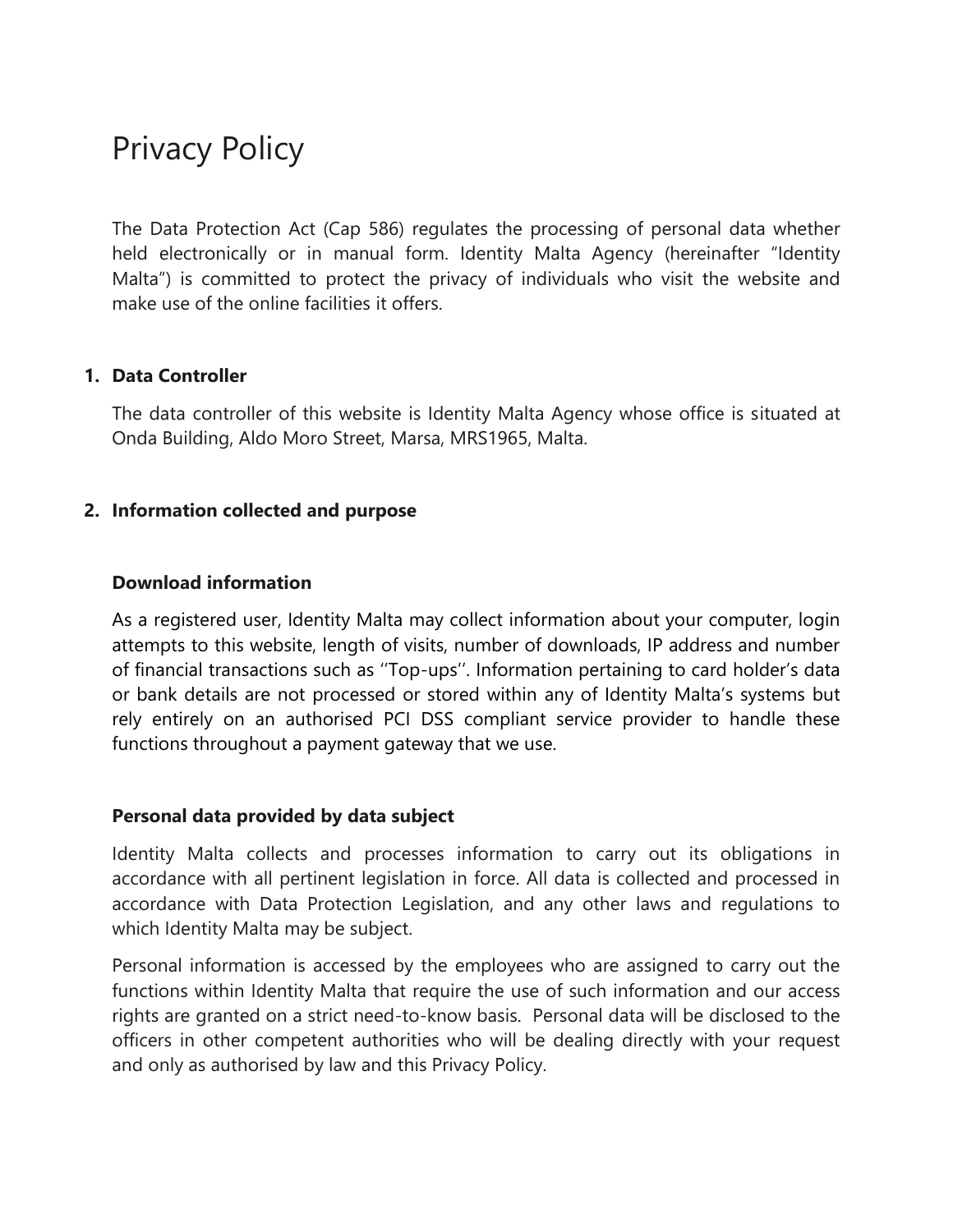# Privacy Policy

The Data Protection Act (Cap 586) regulates the processing of personal data whether held electronically or in manual form. Identity Malta Agency (hereinafter "Identity Malta") is committed to protect the privacy of individuals who visit the website and make use of the online facilities it offers.

## 1. Data Controller

The data controller of this website is Identity Malta Agency whose office is situated at Onda Building, Aldo Moro Street, Marsa, MRS1965, Malta.

## 2. Information collected and purpose

### Download information

As a registered user, Identity Malta may collect information about your computer, login attempts to this website, length of visits, number of downloads, IP address and number of financial transactions such as ''Top-ups''. Information pertaining to card holder's data or bank details are not processed or stored within any of Identity Malta's systems but rely entirely on an authorised PCI DSS compliant service provider to handle these functions throughout a payment gateway that we use.

### Personal data provided by data subject

Identity Malta collects and processes information to carry out its obligations in accordance with all pertinent legislation in force. All data is collected and processed in accordance with Data Protection Legislation, and any other laws and regulations to which Identity Malta may be subject.

Personal information is accessed by the employees who are assigned to carry out the functions within Identity Malta that require the use of such information and our access rights are granted on a strict need-to-know basis. Personal data will be disclosed to the officers in other competent authorities who will be dealing directly with your request and only as authorised by law and this Privacy Policy.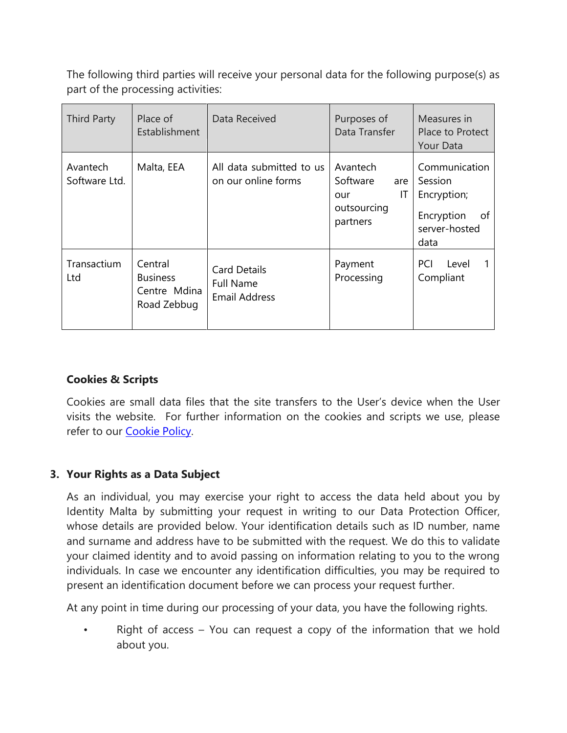The following third parties will receive your personal data for the following purpose(s) as part of the processing activities:

| Third Party | Place of Establishment | Data Received | Purposes of Data Transfer | Measures in Place to Protect Your Data |
| --- | --- | --- | --- | --- |
| Avantech Software Ltd. | Malta, EEA | All data submitted to us on our online forms | Avantech Software are our IT outsourcing partners | Communication Session Encryption;<br>Encryption of server-hosted data |
| Transactium Ltd | Central Business Centre Mdina Road Zebbug | Card Details<br>Full Name<br>Email Address | Payment Processing | PCI Level 1 Compliant |

**Cookies & Scripts**

Cookies are small data files that the site transfers to the User's device when the User visits the website. For further information on the cookies and scripts we use, please refer to our Cookie Policy.

3. **Your Rights as a Data Subject**

As an individual, you may exercise your right to access the data held about you by Identity Malta by submitting your request in writing to our Data Protection Officer, whose details are provided below. Your identification details such as ID number, name and surname and address have to be submitted with the request. We do this to validate your claimed identity and to avoid passing on information relating to you to the wrong individuals. In case we encounter any identification difficulties, you may be required to present an identification document before we can process your request further.

At any point in time during our processing of your data, you have the following rights.

- Right of access – You can request a copy of the information that we hold about you.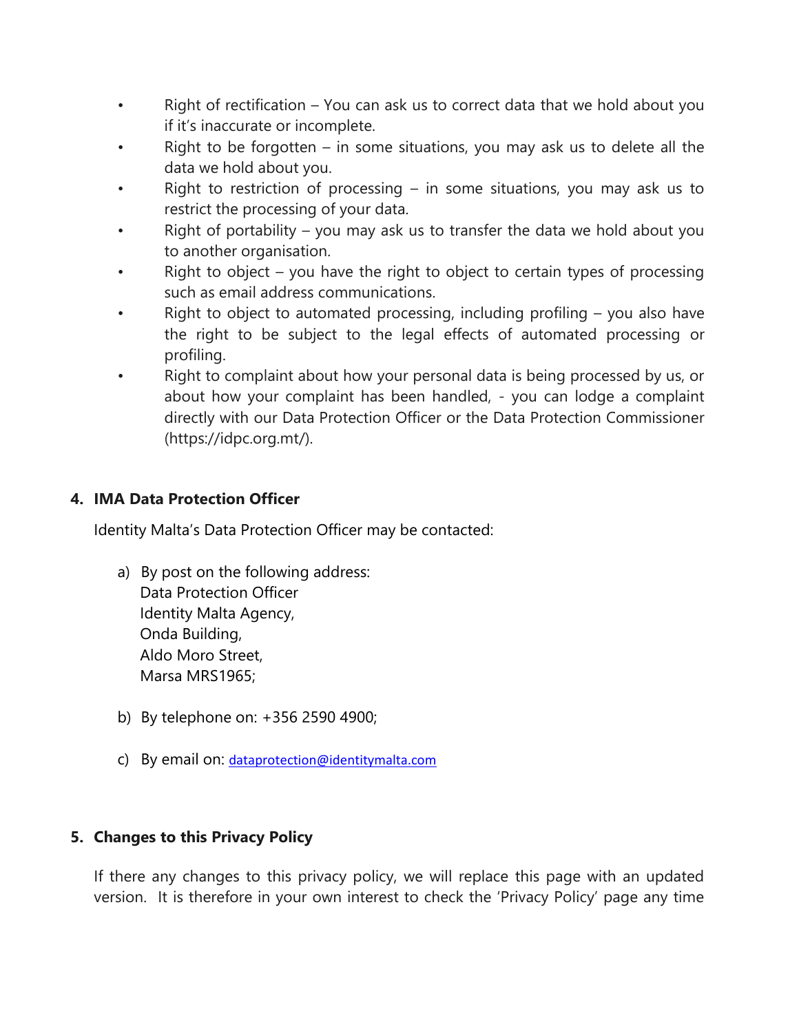- Right of rectification – You can ask us to correct data that we hold about you if it's inaccurate or incomplete.
- Right to be forgotten – in some situations, you may ask us to delete all the data we hold about you.
- Right to restriction of processing – in some situations, you may ask us to restrict the processing of your data.
- Right of portability – you may ask us to transfer the data we hold about you to another organisation.
- Right to object – you have the right to object to certain types of processing such as email address communications.
- Right to object to automated processing, including profiling – you also have the right to be subject to the legal effects of automated processing or profiling.
- Right to complaint about how your personal data is being processed by us, or about how your complaint has been handled, - you can lodge a complaint directly with our Data Protection Officer or the Data Protection Commissioner (https://idpc.org.mt/).

## 4. IMA Data Protection Officer

Identity Malta's Data Protection Officer may be contacted:

a) By post on the following address:
   Data Protection Officer
   Identity Malta Agency,
   Onda Building,
   Aldo Moro Street,
   Marsa MRS1965;

b) By telephone on: +356 2590 4900;

c) By email on: dataprotection@identitymalta.com

## 5. Changes to this Privacy Policy

If there any changes to this privacy policy, we will replace this page with an updated version. It is therefore in your own interest to check the 'Privacy Policy' page any time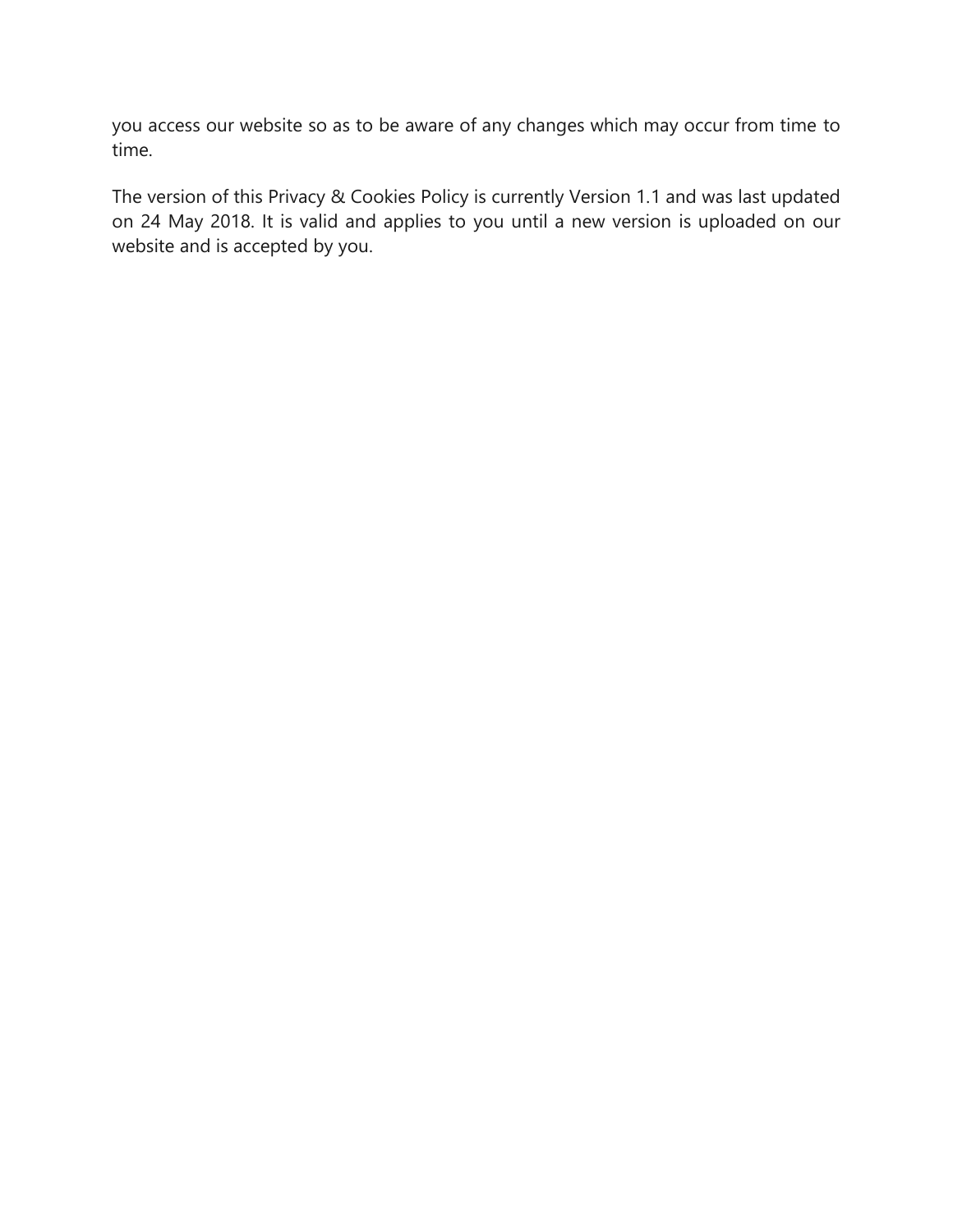you access our website so as to be aware of any changes which may occur from time to time.

The version of this Privacy & Cookies Policy is currently Version 1.1 and was last updated on 24 May 2018. It is valid and applies to you until a new version is uploaded on our website and is accepted by you.